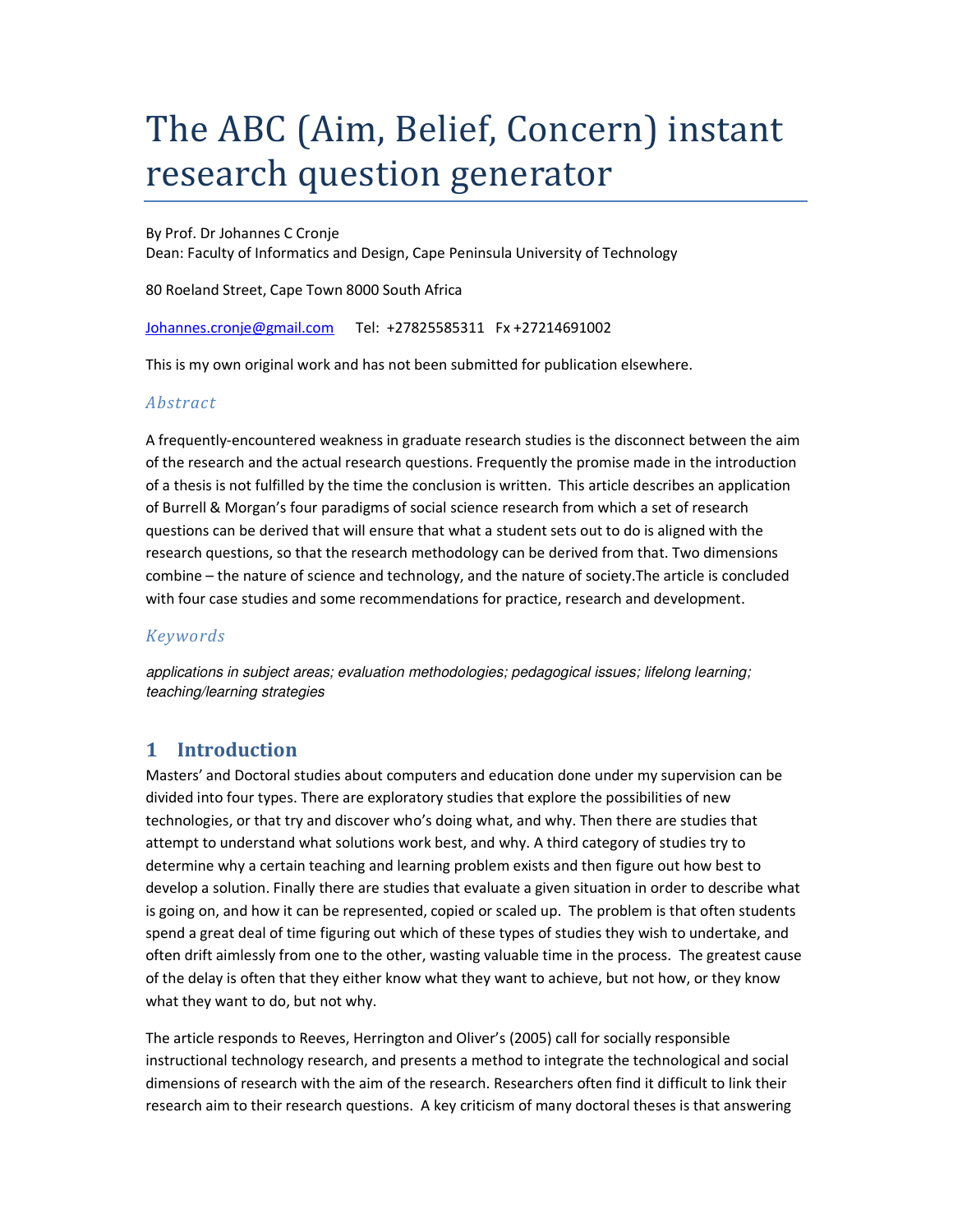# The ABC (Aim, Belief, Concern) instant research question generator

By Prof. Dr Johannes C Cronje
Dean: Faculty of Informatics and Design, Cape Peninsula University of Technology

80 Roeland Street, Cape Town 8000 South Africa

Johannes.cronje@gmail.com     Tel: +27825585311   Fx +27214691002

This is my own original work and has not been submitted for publication elsewhere.

### *Abstract*

A frequently-encountered weakness in graduate research studies is the disconnect between the aim of the research and the actual research questions. Frequently the promise made in the introduction of a thesis is not fulfilled by the time the conclusion is written. This article describes an application of Burrell & Morgan's four paradigms of social science research from which a set of research questions can be derived that will ensure that what a student sets out to do is aligned with the research questions, so that the research methodology can be derived from that. Two dimensions combine – the nature of science and technology, and the nature of society.The article is concluded with four case studies and some recommendations for practice, research and development.

### *Keywords*

*applications in subject areas; evaluation methodologies; pedagogical issues; lifelong learning; teaching/learning strategies*

## 1 Introduction

Masters' and Doctoral studies about computers and education done under my supervision can be divided into four types. There are exploratory studies that explore the possibilities of new technologies, or that try and discover who's doing what, and why. Then there are studies that attempt to understand what solutions work best, and why. A third category of studies try to determine why a certain teaching and learning problem exists and then figure out how best to develop a solution. Finally there are studies that evaluate a given situation in order to describe what is going on, and how it can be represented, copied or scaled up. The problem is that often students spend a great deal of time figuring out which of these types of studies they wish to undertake, and often drift aimlessly from one to the other, wasting valuable time in the process. The greatest cause of the delay is often that they either know what they want to achieve, but not how, or they know what they want to do, but not why.

The article responds to Reeves, Herrington and Oliver's (2005) call for socially responsible instructional technology research, and presents a method to integrate the technological and social dimensions of research with the aim of the research. Researchers often find it difficult to link their research aim to their research questions. A key criticism of many doctoral theses is that answering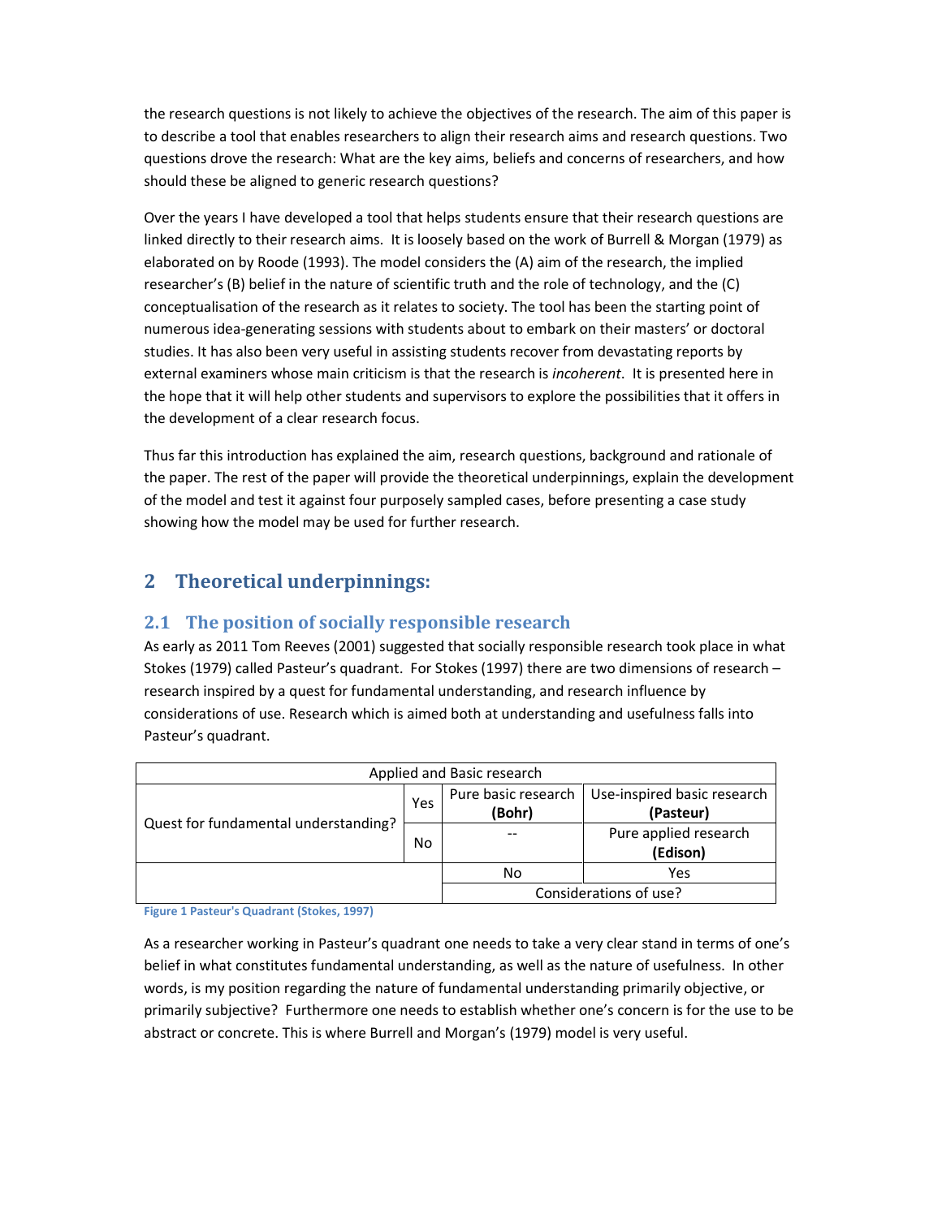the research questions is not likely to achieve the objectives of the research. The aim of this paper is to describe a tool that enables researchers to align their research aims and research questions. Two questions drove the research: What are the key aims, beliefs and concerns of researchers, and how should these be aligned to generic research questions?

Over the years I have developed a tool that helps students ensure that their research questions are linked directly to their research aims. It is loosely based on the work of Burrell & Morgan (1979) as elaborated on by Roode (1993). The model considers the (A) aim of the research, the implied researcher's (B) belief in the nature of scientific truth and the role of technology, and the (C) conceptualisation of the research as it relates to society. The tool has been the starting point of numerous idea-generating sessions with students about to embark on their masters' or doctoral studies. It has also been very useful in assisting students recover from devastating reports by external examiners whose main criticism is that the research is *incoherent*. It is presented here in the hope that it will help other students and supervisors to explore the possibilities that it offers in the development of a clear research focus.

Thus far this introduction has explained the aim, research questions, background and rationale of the paper. The rest of the paper will provide the theoretical underpinnings, explain the development of the model and test it against four purposely sampled cases, before presenting a case study showing how the model may be used for further research.

## 2 Theoretical underpinnings:

### 2.1 The position of socially responsible research

As early as 2011 Tom Reeves (2001) suggested that socially responsible research took place in what Stokes (1979) called Pasteur's quadrant. For Stokes (1997) there are two dimensions of research – research inspired by a quest for fundamental understanding, and research influence by considerations of use. Research which is aimed both at understanding and usefulness falls into Pasteur's quadrant.

| Applied and Basic research | | | |
|---|---|---|---|
| Quest for fundamental understanding? | Yes | Pure basic research **(Bohr)** | Use-inspired basic research **(Pasteur)** |
| | No | -- | Pure applied research **(Edison)** |
| | | No | Yes |
| | | Considerations of use? | |

Figure 1 Pasteur's Quadrant (Stokes, 1997)

As a researcher working in Pasteur's quadrant one needs to take a very clear stand in terms of one's belief in what constitutes fundamental understanding, as well as the nature of usefulness. In other words, is my position regarding the nature of fundamental understanding primarily objective, or primarily subjective? Furthermore one needs to establish whether one's concern is for the use to be abstract or concrete. This is where Burrell and Morgan's (1979) model is very useful.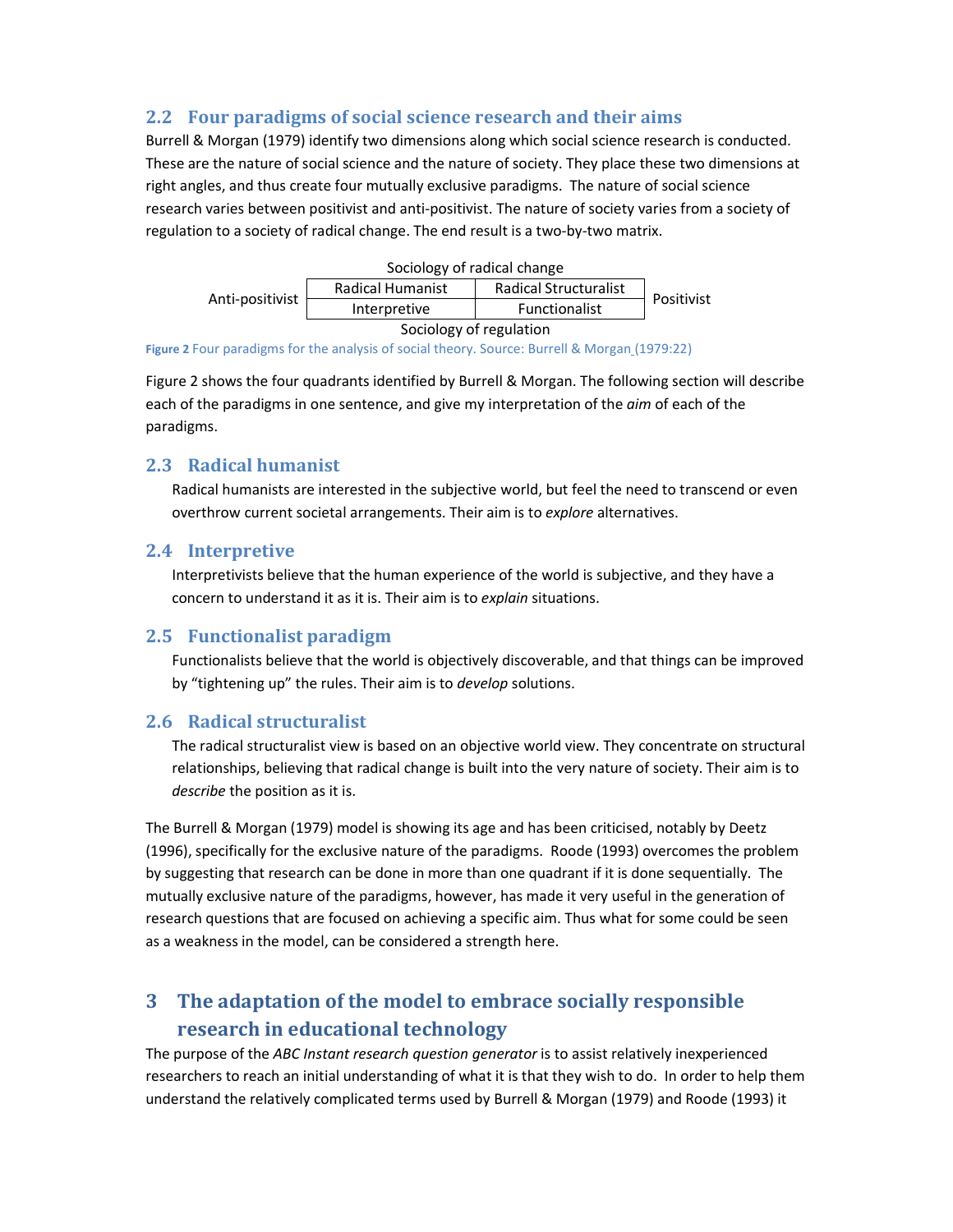## 2.2 Four paradigms of social science research and their aims

Burrell & Morgan (1979) identify two dimensions along which social science research is conducted. These are the nature of social science and the nature of society. They place these two dimensions at right angles, and thus create four mutually exclusive paradigms. The nature of social science research varies between positivist and anti-positivist. The nature of society varies from a society of regulation to a society of radical change. The end result is a two-by-two matrix.

| | Sociology of radical change | | |
|---|---|---|---|
| Anti-positivist | Radical Humanist | Radical Structuralist | Positivist |
| | Interpretive | Functionalist | |
| | Sociology of regulation | | |

Figure 2 Four paradigms for the analysis of social theory. Source: Burrell & Morgan (1979:22)

Figure 2 shows the four quadrants identified by Burrell & Morgan. The following section will describe each of the paradigms in one sentence, and give my interpretation of the *aim* of each of the paradigms.

## 2.3 Radical humanist

Radical humanists are interested in the subjective world, but feel the need to transcend or even overthrow current societal arrangements. Their aim is to *explore* alternatives.

## 2.4 Interpretive

Interpretivists believe that the human experience of the world is subjective, and they have a concern to understand it as it is. Their aim is to *explain* situations.

## 2.5 Functionalist paradigm

Functionalists believe that the world is objectively discoverable, and that things can be improved by "tightening up" the rules. Their aim is to *develop* solutions.

## 2.6 Radical structuralist

The radical structuralist view is based on an objective world view. They concentrate on structural relationships, believing that radical change is built into the very nature of society. Their aim is to *describe* the position as it is.

The Burrell & Morgan (1979) model is showing its age and has been criticised, notably by Deetz (1996), specifically for the exclusive nature of the paradigms. Roode (1993) overcomes the problem by suggesting that research can be done in more than one quadrant if it is done sequentially. The mutually exclusive nature of the paradigms, however, has made it very useful in the generation of research questions that are focused on achieving a specific aim. Thus what for some could be seen as a weakness in the model, can be considered a strength here.

# 3 The adaptation of the model to embrace socially responsible research in educational technology

The purpose of the *ABC Instant research question generator* is to assist relatively inexperienced researchers to reach an initial understanding of what it is that they wish to do. In order to help them understand the relatively complicated terms used by Burrell & Morgan (1979) and Roode (1993) it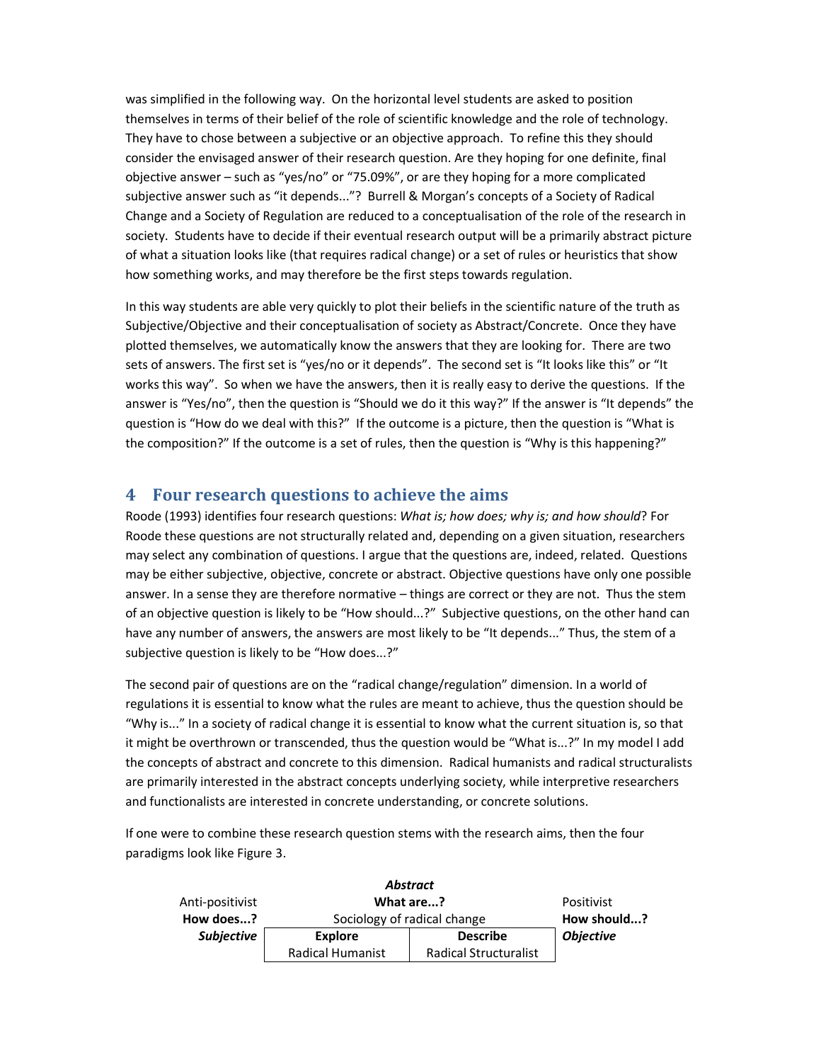was simplified in the following way. On the horizontal level students are asked to position themselves in terms of their belief of the role of scientific knowledge and the role of technology. They have to chose between a subjective or an objective approach. To refine this they should consider the envisaged answer of their research question. Are they hoping for one definite, final objective answer – such as "yes/no" or "75.09%", or are they hoping for a more complicated subjective answer such as "it depends..."? Burrell & Morgan's concepts of a Society of Radical Change and a Society of Regulation are reduced to a conceptualisation of the role of the research in society. Students have to decide if their eventual research output will be a primarily abstract picture of what a situation looks like (that requires radical change) or a set of rules or heuristics that show how something works, and may therefore be the first steps towards regulation.

In this way students are able very quickly to plot their beliefs in the scientific nature of the truth as Subjective/Objective and their conceptualisation of society as Abstract/Concrete. Once they have plotted themselves, we automatically know the answers that they are looking for. There are two sets of answers. The first set is "yes/no or it depends". The second set is "It looks like this" or "It works this way". So when we have the answers, then it is really easy to derive the questions. If the answer is "Yes/no", then the question is "Should we do it this way?" If the answer is "It depends" the question is "How do we deal with this?" If the outcome is a picture, then the question is "What is the composition?" If the outcome is a set of rules, then the question is "Why is this happening?"

## 4 Four research questions to achieve the aims

Roode (1993) identifies four research questions: *What is; how does; why is; and how should*? For Roode these questions are not structurally related and, depending on a given situation, researchers may select any combination of questions. I argue that the questions are, indeed, related. Questions may be either subjective, objective, concrete or abstract. Objective questions have only one possible answer. In a sense they are therefore normative – things are correct or they are not. Thus the stem of an objective question is likely to be "How should...?" Subjective questions, on the other hand can have any number of answers, the answers are most likely to be "It depends..." Thus, the stem of a subjective question is likely to be "How does...?"

The second pair of questions are on the "radical change/regulation" dimension. In a world of regulations it is essential to know what the rules are meant to achieve, thus the question should be "Why is..." In a society of radical change it is essential to know what the current situation is, so that it might be overthrown or transcended, thus the question would be "What is...?" In my model I add the concepts of abstract and concrete to this dimension. Radical humanists and radical structuralists are primarily interested in the abstract concepts underlying society, while interpretive researchers and functionalists are interested in concrete understanding, or concrete solutions.

If one were to combine these research question stems with the research aims, then the four paradigms look like Figure 3.

***Abstract***

Anti-positivist — **What are...?** — Positivist

**How does...?** — Sociology of radical change — **How should...?**

***Subjective*** — ***Objective***

| | |
|---|---|
| **Explore** | **Describe** |
| Radical Humanist | Radical Structuralist |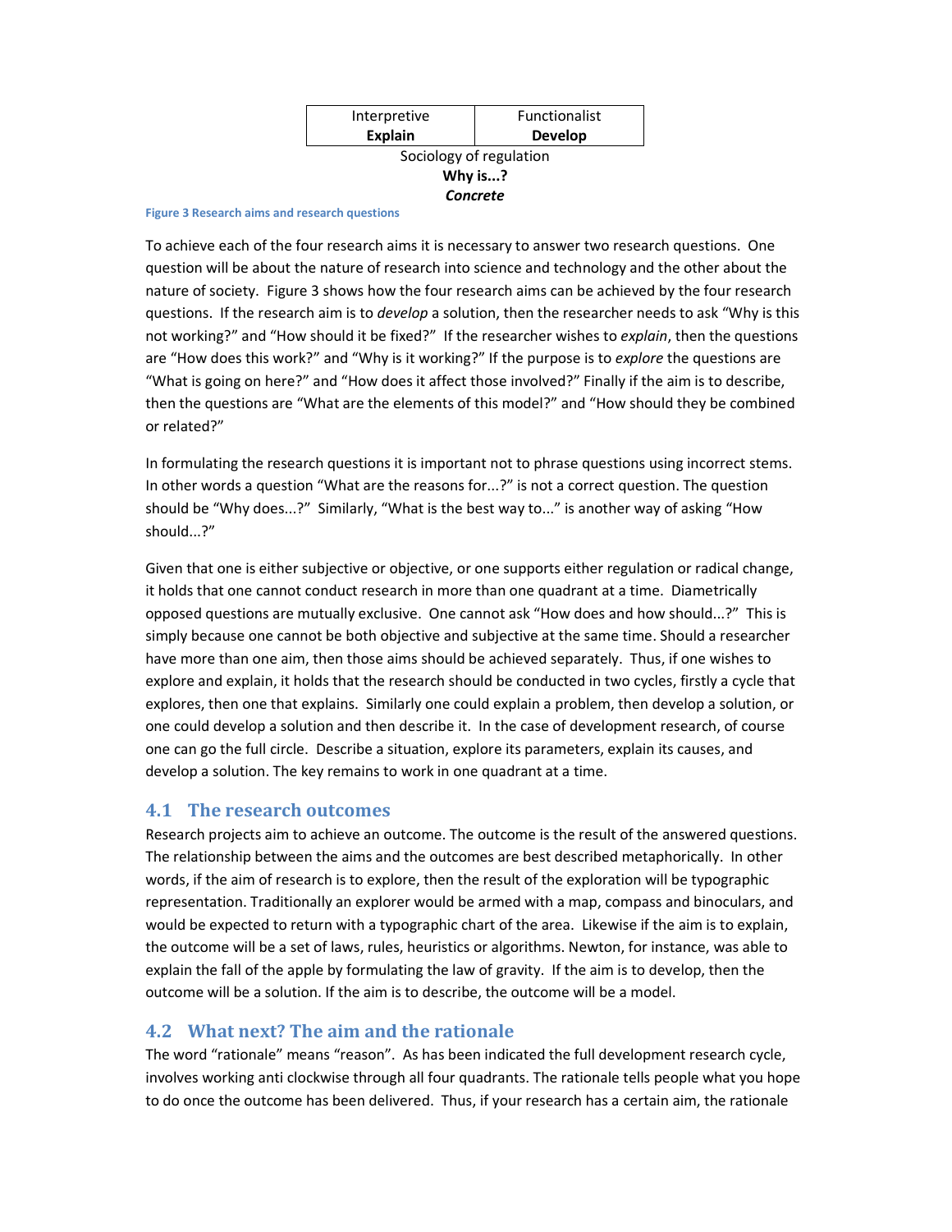| Interpretive **Explain** | Functionalist **Develop** |
|---|---|

Sociology of regulation
**Why is...?**
***Concrete***

Figure 3 Research aims and research questions

To achieve each of the four research aims it is necessary to answer two research questions. One question will be about the nature of research into science and technology and the other about the nature of society. Figure 3 shows how the four research aims can be achieved by the four research questions. If the research aim is to *develop* a solution, then the researcher needs to ask "Why is this not working?" and "How should it be fixed?" If the researcher wishes to *explain*, then the questions are "How does this work?" and "Why is it working?" If the purpose is to *explore* the questions are "What is going on here?" and "How does it affect those involved?" Finally if the aim is to describe, then the questions are "What are the elements of this model?" and "How should they be combined or related?"

In formulating the research questions it is important not to phrase questions using incorrect stems. In other words a question "What are the reasons for...?" is not a correct question. The question should be "Why does...?" Similarly, "What is the best way to..." is another way of asking "How should...?"

Given that one is either subjective or objective, or one supports either regulation or radical change, it holds that one cannot conduct research in more than one quadrant at a time. Diametrically opposed questions are mutually exclusive. One cannot ask "How does and how should...?" This is simply because one cannot be both objective and subjective at the same time. Should a researcher have more than one aim, then those aims should be achieved separately. Thus, if one wishes to explore and explain, it holds that the research should be conducted in two cycles, firstly a cycle that explores, then one that explains. Similarly one could explain a problem, then develop a solution, or one could develop a solution and then describe it. In the case of development research, of course one can go the full circle. Describe a situation, explore its parameters, explain its causes, and develop a solution. The key remains to work in one quadrant at a time.

## 4.1 The research outcomes

Research projects aim to achieve an outcome. The outcome is the result of the answered questions. The relationship between the aims and the outcomes are best described metaphorically. In other words, if the aim of research is to explore, then the result of the exploration will be typographic representation. Traditionally an explorer would be armed with a map, compass and binoculars, and would be expected to return with a typographic chart of the area. Likewise if the aim is to explain, the outcome will be a set of laws, rules, heuristics or algorithms. Newton, for instance, was able to explain the fall of the apple by formulating the law of gravity. If the aim is to develop, then the outcome will be a solution. If the aim is to describe, the outcome will be a model.

## 4.2 What next? The aim and the rationale

The word "rationale" means "reason". As has been indicated the full development research cycle, involves working anti clockwise through all four quadrants. The rationale tells people what you hope to do once the outcome has been delivered. Thus, if your research has a certain aim, the rationale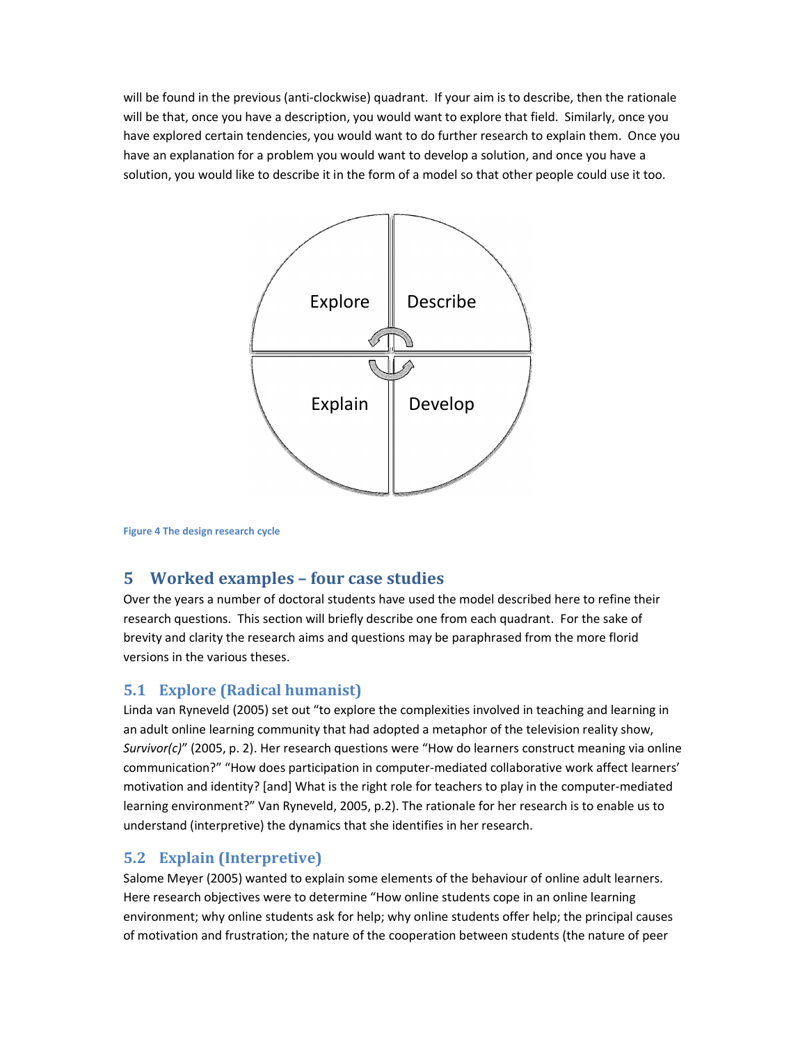will be found in the previous (anti-clockwise) quadrant. If your aim is to describe, then the rationale will be that, once you have a description, you would want to explore that field. Similarly, once you have explored certain tendencies, you would want to do further research to explain them. Once you have an explanation for a problem you would want to develop a solution, and once you have a solution, you would like to describe it in the form of a model so that other people could use it too.

Figure 4 The design research cycle

## 5 Worked examples – four case studies

Over the years a number of doctoral students have used the model described here to refine their research questions. This section will briefly describe one from each quadrant. For the sake of brevity and clarity the research aims and questions may be paraphrased from the more florid versions in the various theses.

### 5.1 Explore (Radical humanist)

Linda van Ryneveld (2005) set out "to explore the complexities involved in teaching and learning in an adult online learning community that had adopted a metaphor of the television reality show, *Survivor(c)*" (2005, p. 2). Her research questions were "How do learners construct meaning via online communication?" "How does participation in computer-mediated collaborative work affect learners' motivation and identity? [and] What is the right role for teachers to play in the computer-mediated learning environment?" Van Ryneveld, 2005, p.2). The rationale for her research is to enable us to understand (interpretive) the dynamics that she identifies in her research.

### 5.2 Explain (Interpretive)

Salome Meyer (2005) wanted to explain some elements of the behaviour of online adult learners. Here research objectives were to determine "How online students cope in an online learning environment; why online students ask for help; why online students offer help; the principal causes of motivation and frustration; the nature of the cooperation between students (the nature of peer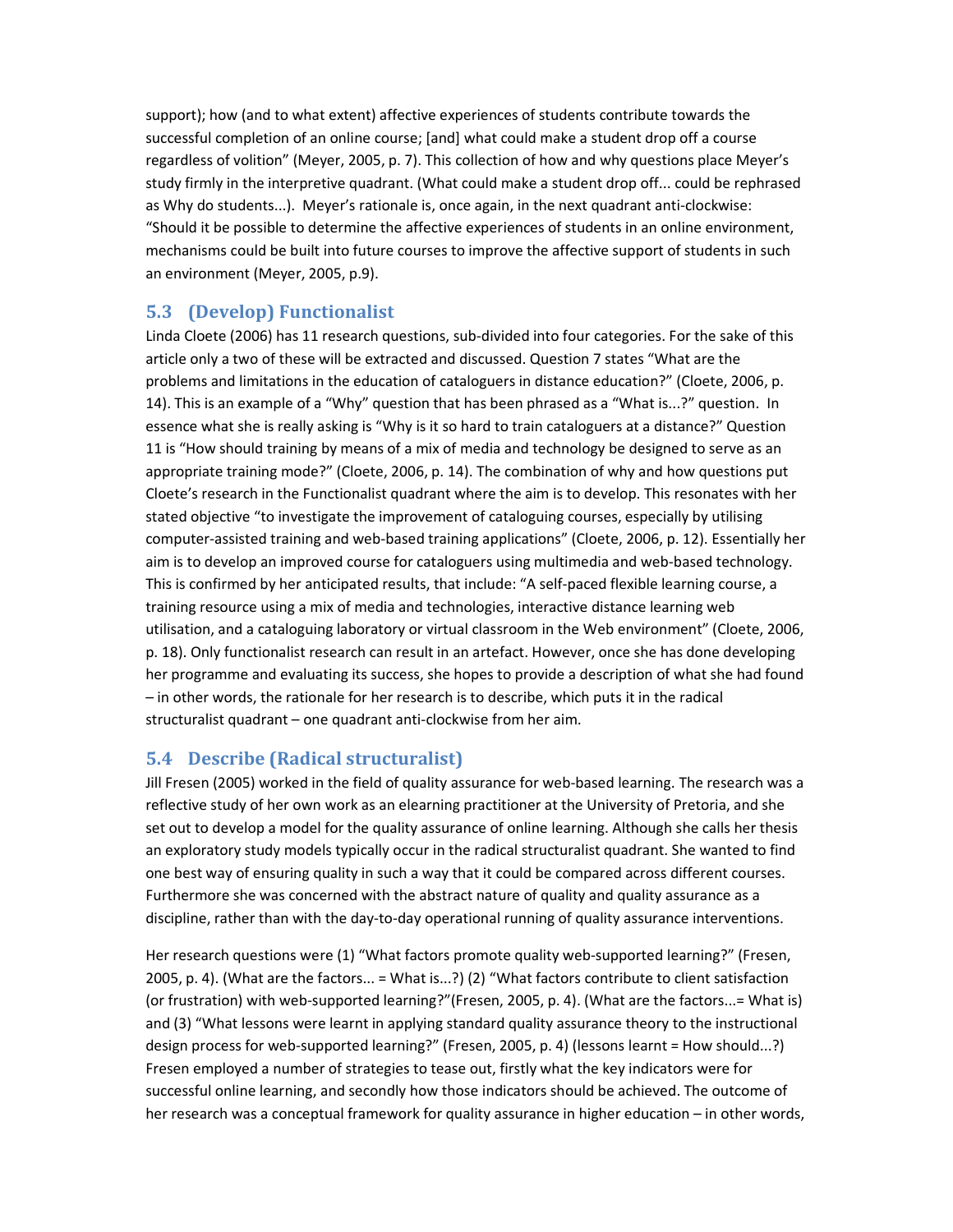support); how (and to what extent) affective experiences of students contribute towards the successful completion of an online course; [and] what could make a student drop off a course regardless of volition" (Meyer, 2005, p. 7). This collection of how and why questions place Meyer's study firmly in the interpretive quadrant. (What could make a student drop off... could be rephrased as Why do students...). Meyer's rationale is, once again, in the next quadrant anti-clockwise: "Should it be possible to determine the affective experiences of students in an online environment, mechanisms could be built into future courses to improve the affective support of students in such an environment (Meyer, 2005, p.9).

## 5.3 (Develop) Functionalist

Linda Cloete (2006) has 11 research questions, sub-divided into four categories. For the sake of this article only a two of these will be extracted and discussed. Question 7 states "What are the problems and limitations in the education of cataloguers in distance education?" (Cloete, 2006, p. 14). This is an example of a "Why" question that has been phrased as a "What is...?" question. In essence what she is really asking is "Why is it so hard to train cataloguers at a distance?" Question 11 is "How should training by means of a mix of media and technology be designed to serve as an appropriate training mode?" (Cloete, 2006, p. 14). The combination of why and how questions put Cloete's research in the Functionalist quadrant where the aim is to develop. This resonates with her stated objective "to investigate the improvement of cataloguing courses, especially by utilising computer-assisted training and web-based training applications" (Cloete, 2006, p. 12). Essentially her aim is to develop an improved course for cataloguers using multimedia and web-based technology. This is confirmed by her anticipated results, that include: "A self-paced flexible learning course, a training resource using a mix of media and technologies, interactive distance learning web utilisation, and a cataloguing laboratory or virtual classroom in the Web environment" (Cloete, 2006, p. 18). Only functionalist research can result in an artefact. However, once she has done developing her programme and evaluating its success, she hopes to provide a description of what she had found – in other words, the rationale for her research is to describe, which puts it in the radical structuralist quadrant – one quadrant anti-clockwise from her aim.

## 5.4 Describe (Radical structuralist)

Jill Fresen (2005) worked in the field of quality assurance for web-based learning. The research was a reflective study of her own work as an elearning practitioner at the University of Pretoria, and she set out to develop a model for the quality assurance of online learning. Although she calls her thesis an exploratory study models typically occur in the radical structuralist quadrant. She wanted to find one best way of ensuring quality in such a way that it could be compared across different courses. Furthermore she was concerned with the abstract nature of quality and quality assurance as a discipline, rather than with the day-to-day operational running of quality assurance interventions.

Her research questions were (1) "What factors promote quality web-supported learning?" (Fresen, 2005, p. 4). (What are the factors... = What is...?) (2) "What factors contribute to client satisfaction (or frustration) with web-supported learning?"(Fresen, 2005, p. 4). (What are the factors...= What is) and (3) "What lessons were learnt in applying standard quality assurance theory to the instructional design process for web-supported learning?" (Fresen, 2005, p. 4) (lessons learnt = How should...?) Fresen employed a number of strategies to tease out, firstly what the key indicators were for successful online learning, and secondly how those indicators should be achieved. The outcome of her research was a conceptual framework for quality assurance in higher education – in other words,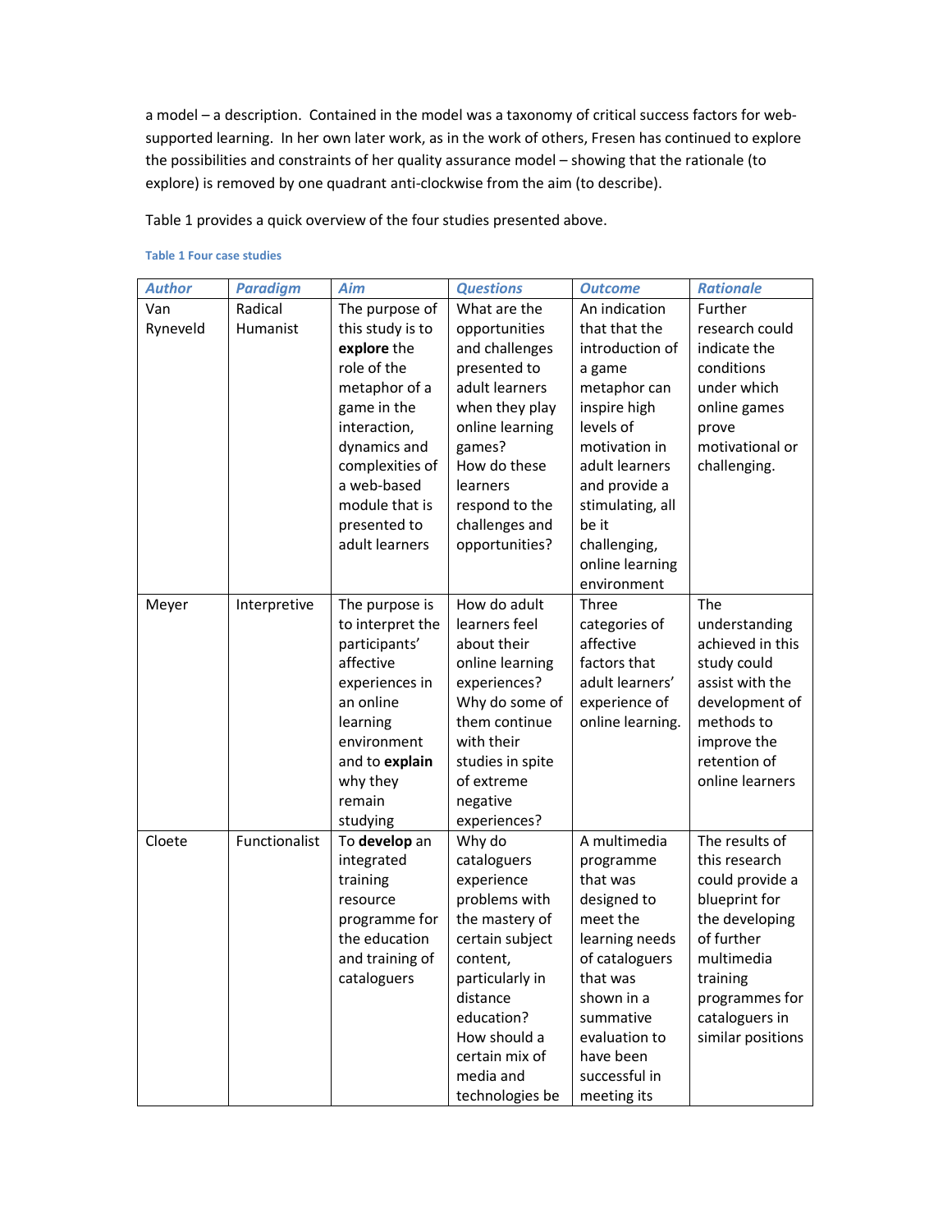a model – a description. Contained in the model was a taxonomy of critical success factors for web-supported learning. In her own later work, as in the work of others, Fresen has continued to explore the possibilities and constraints of her quality assurance model – showing that the rationale (to explore) is removed by one quadrant anti-clockwise from the aim (to describe).

Table 1 provides a quick overview of the four studies presented above.

Table 1 Four case studies

| *Author* | *Paradigm* | *Aim* | *Questions* | *Outcome* | *Rationale* |
|---|---|---|---|---|---|
| Van Ryneveld | Radical Humanist | The purpose of this study is to **explore** the role of the metaphor of a game in the interaction, dynamics and complexities of a web-based module that is presented to adult learners | What are the opportunities and challenges presented to adult learners when they play online learning games? How do these learners respond to the challenges and opportunities? | An indication that the introduction of a game metaphor can inspire high levels of motivation in adult learners and provide a stimulating, all be it challenging, online learning environment | Further research could indicate the conditions under which online games prove motivational or challenging. |
| Meyer | Interpretive | The purpose is to interpret the participants' affective experiences in an online learning environment and to **explain** why they remain studying | How do adult learners feel about their online learning experiences? Why do some of them continue with their studies in spite of extreme negative experiences? | Three categories of affective factors that adult learners' experience of online learning. | The understanding achieved in this study could assist with the development of methods to improve the retention of online learners |
| Cloete | Functionalist | To **develop** an integrated training resource programme for the education and training of cataloguers | Why do cataloguers experience problems with the mastery of certain subject content, particularly in distance education? How should a certain mix of media and technologies be | A multimedia programme that was designed to meet the learning needs of cataloguers that was shown in a summative evaluation to have been successful in meeting its | The results of this research could provide a blueprint for the developing of further multimedia training programmes for cataloguers in similar positions |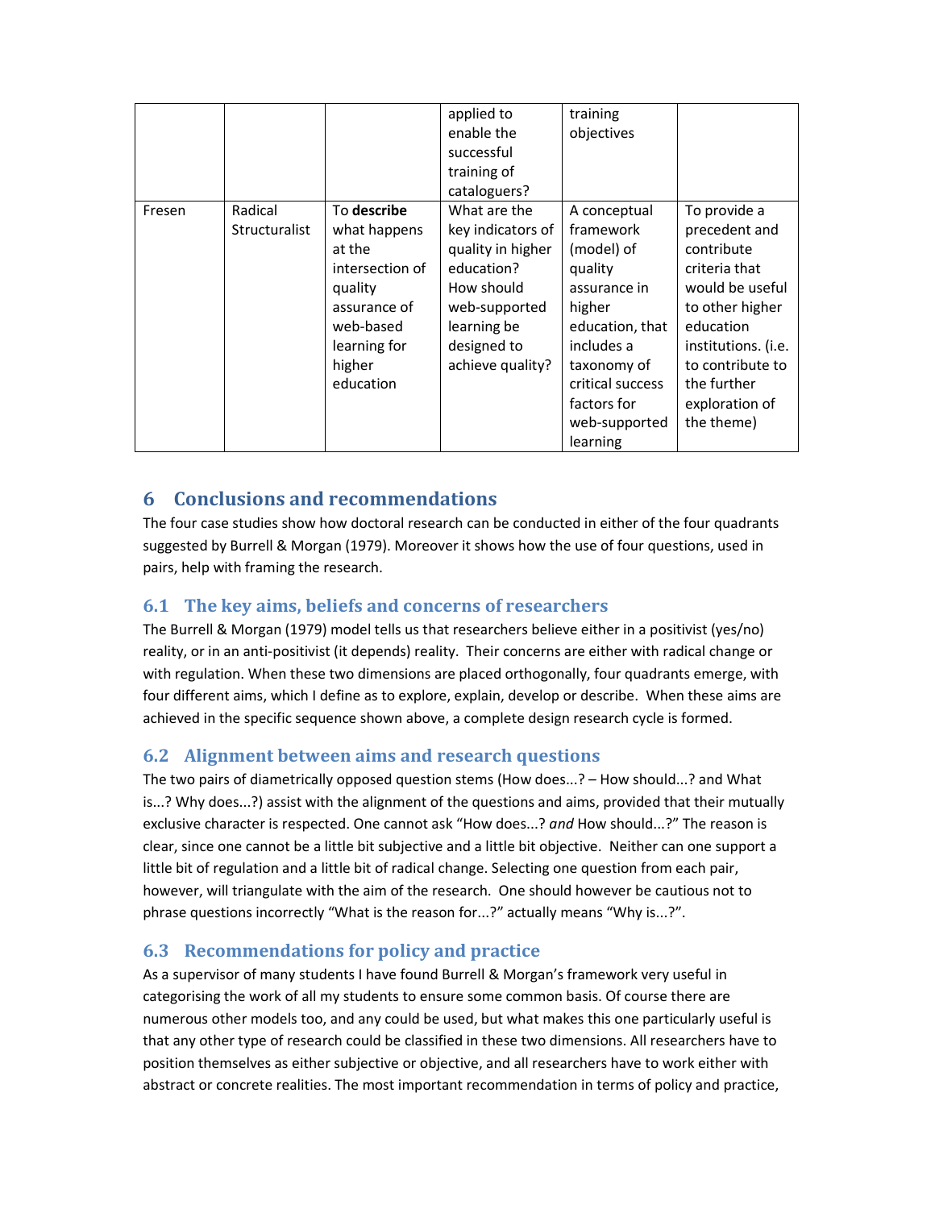| | | | applied to enable the successful training of cataloguers? | training objectives | |
|---|---|---|---|---|---|
| Fresen | Radical Structuralist | To **describe** what happens at the intersection of quality assurance of web-based learning for higher education | What are the key indicators of quality in higher education? How should web-supported learning be designed to achieve quality? | A conceptual framework (model) of quality assurance in higher education, that includes a taxonomy of critical success factors for web-supported learning | To provide a precedent and contribute criteria that would be useful to other higher education institutions. (i.e. to contribute to the further exploration of the theme) |

# 6 Conclusions and recommendations

The four case studies show how doctoral research can be conducted in either of the four quadrants suggested by Burrell & Morgan (1979). Moreover it shows how the use of four questions, used in pairs, help with framing the research.

## 6.1 The key aims, beliefs and concerns of researchers

The Burrell & Morgan (1979) model tells us that researchers believe either in a positivist (yes/no) reality, or in an anti-positivist (it depends) reality. Their concerns are either with radical change or with regulation. When these two dimensions are placed orthogonally, four quadrants emerge, with four different aims, which I define as to explore, explain, develop or describe. When these aims are achieved in the specific sequence shown above, a complete design research cycle is formed.

## 6.2 Alignment between aims and research questions

The two pairs of diametrically opposed question stems (How does...? – How should...? and What is...? Why does...?) assist with the alignment of the questions and aims, provided that their mutually exclusive character is respected. One cannot ask "How does...? *and* How should...?" The reason is clear, since one cannot be a little bit subjective and a little bit objective. Neither can one support a little bit of regulation and a little bit of radical change. Selecting one question from each pair, however, will triangulate with the aim of the research. One should however be cautious not to phrase questions incorrectly "What is the reason for...?" actually means "Why is...?".

## 6.3 Recommendations for policy and practice

As a supervisor of many students I have found Burrell & Morgan's framework very useful in categorising the work of all my students to ensure some common basis. Of course there are numerous other models too, and any could be used, but what makes this one particularly useful is that any other type of research could be classified in these two dimensions. All researchers have to position themselves as either subjective or objective, and all researchers have to work either with abstract or concrete realities. The most important recommendation in terms of policy and practice,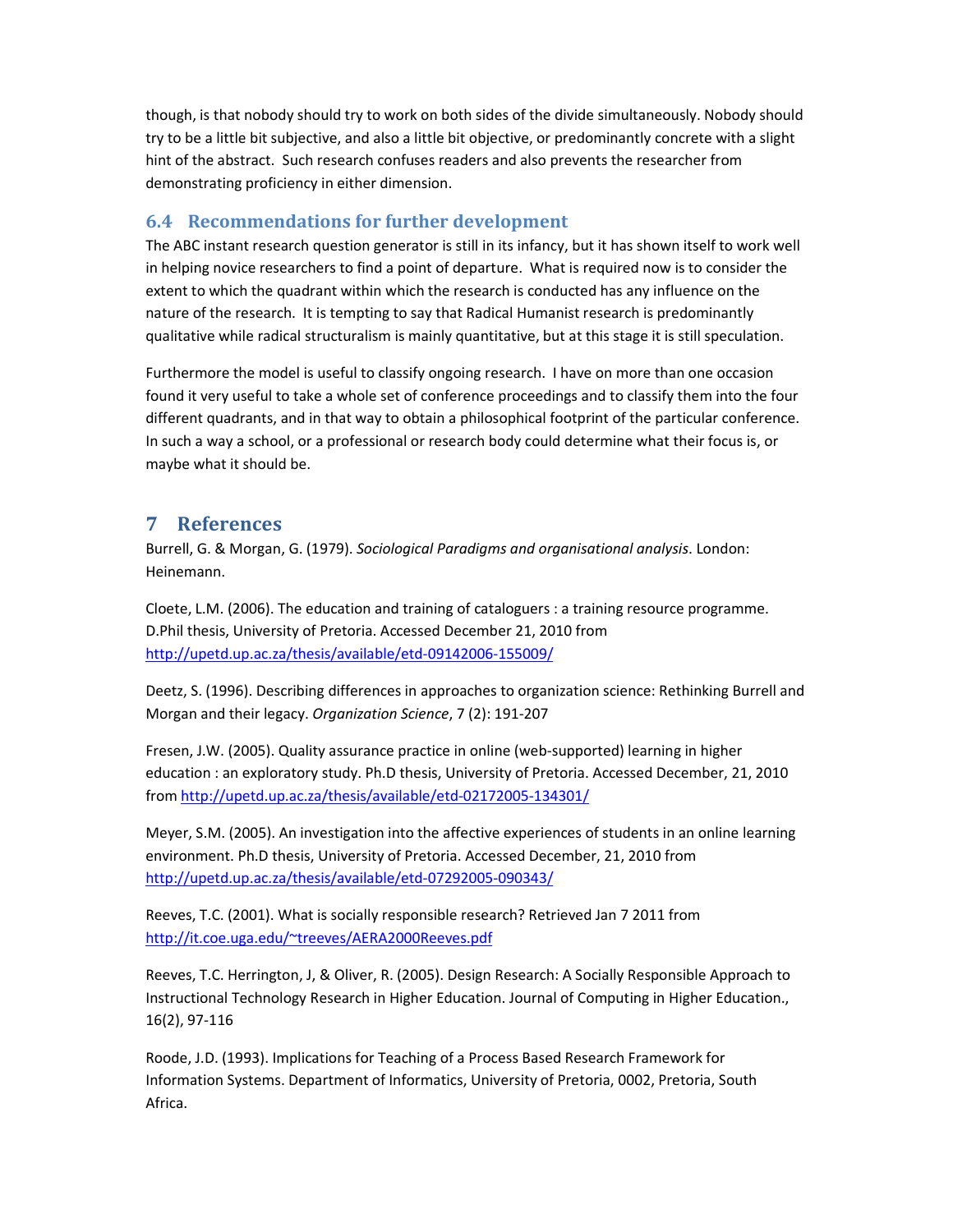though, is that nobody should try to work on both sides of the divide simultaneously. Nobody should try to be a little bit subjective, and also a little bit objective, or predominantly concrete with a slight hint of the abstract. Such research confuses readers and also prevents the researcher from demonstrating proficiency in either dimension.

### 6.4 Recommendations for further development

The ABC instant research question generator is still in its infancy, but it has shown itself to work well in helping novice researchers to find a point of departure. What is required now is to consider the extent to which the quadrant within which the research is conducted has any influence on the nature of the research. It is tempting to say that Radical Humanist research is predominantly qualitative while radical structuralism is mainly quantitative, but at this stage it is still speculation.

Furthermore the model is useful to classify ongoing research. I have on more than one occasion found it very useful to take a whole set of conference proceedings and to classify them into the four different quadrants, and in that way to obtain a philosophical footprint of the particular conference. In such a way a school, or a professional or research body could determine what their focus is, or maybe what it should be.

## 7 References

Burrell, G. & Morgan, G. (1979). *Sociological Paradigms and organisational analysis*. London: Heinemann.

Cloete, L.M. (2006). The education and training of cataloguers : a training resource programme. D.Phil thesis, University of Pretoria. Accessed December 21, 2010 from http://upetd.up.ac.za/thesis/available/etd-09142006-155009/

Deetz, S. (1996). Describing differences in approaches to organization science: Rethinking Burrell and Morgan and their legacy. *Organization Science*, 7 (2): 191-207

Fresen, J.W. (2005). Quality assurance practice in online (web-supported) learning in higher education : an exploratory study. Ph.D thesis, University of Pretoria. Accessed December, 21, 2010 from http://upetd.up.ac.za/thesis/available/etd-02172005-134301/

Meyer, S.M. (2005). An investigation into the affective experiences of students in an online learning environment. Ph.D thesis, University of Pretoria. Accessed December, 21, 2010 from http://upetd.up.ac.za/thesis/available/etd-07292005-090343/

Reeves, T.C. (2001). What is socially responsible research? Retrieved Jan 7 2011 from http://it.coe.uga.edu/~treeves/AERA2000Reeves.pdf

Reeves, T.C. Herrington, J, & Oliver, R. (2005). Design Research: A Socially Responsible Approach to Instructional Technology Research in Higher Education. Journal of Computing in Higher Education., 16(2), 97-116

Roode, J.D. (1993). Implications for Teaching of a Process Based Research Framework for Information Systems. Department of Informatics, University of Pretoria, 0002, Pretoria, South Africa.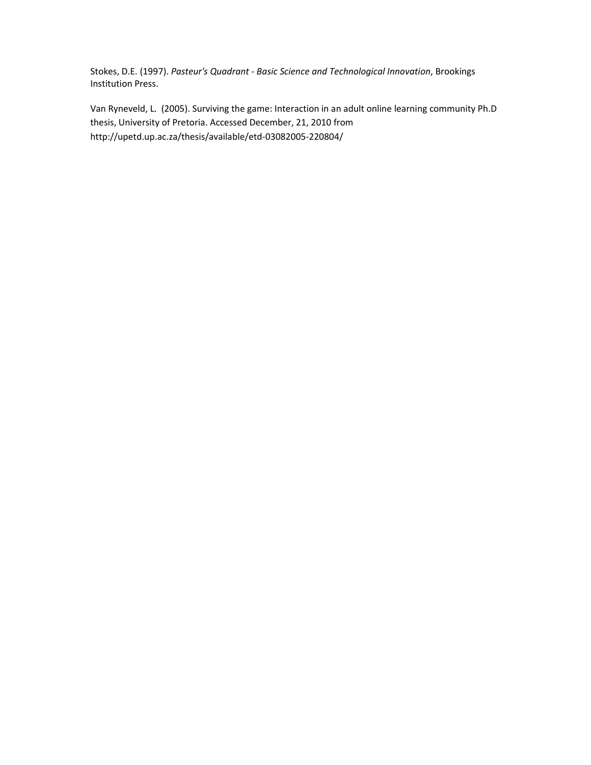Stokes, D.E. (1997). *Pasteur's Quadrant - Basic Science and Technological Innovation*, Brookings Institution Press.

Van Ryneveld, L. (2005). Surviving the game: Interaction in an adult online learning community Ph.D thesis, University of Pretoria. Accessed December, 21, 2010 from http://upetd.up.ac.za/thesis/available/etd-03082005-220804/